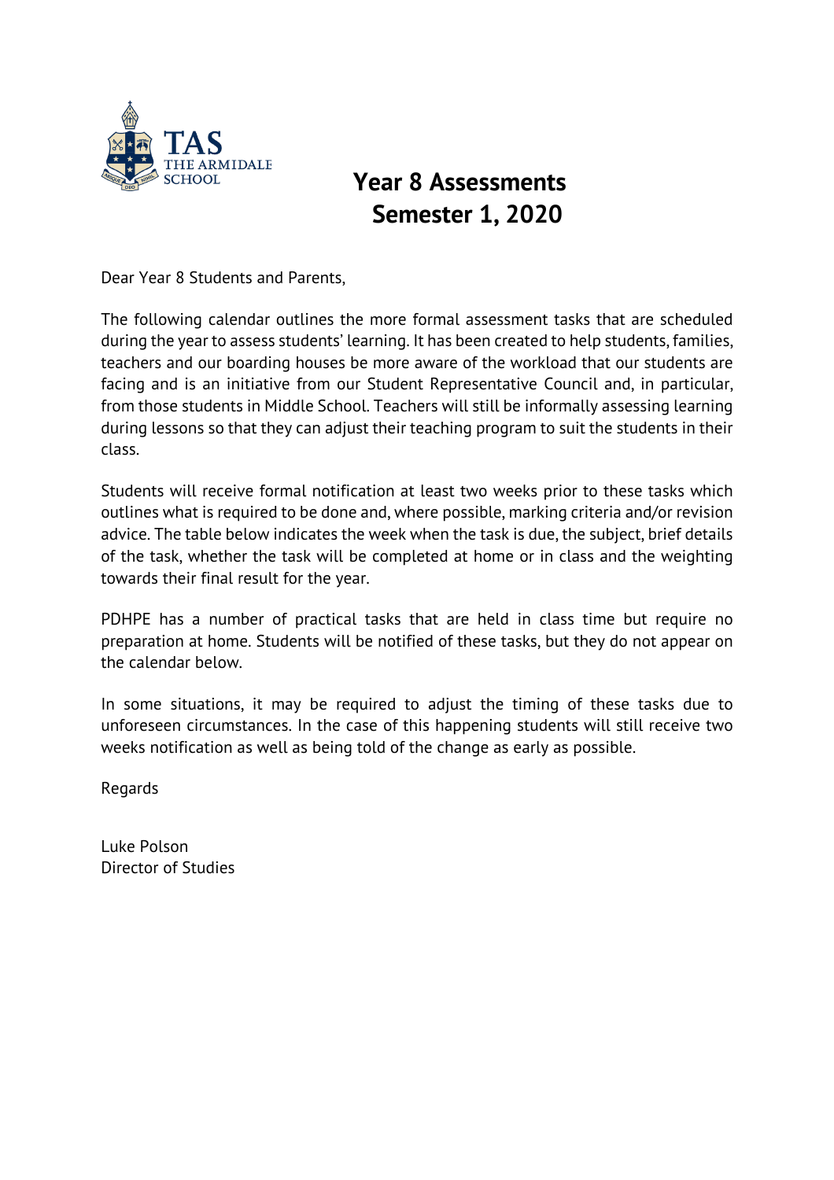TAS THE ARMIDALE SCHOOL

# Year 8 Assessments Semester 1, 2020

Dear Year 8 Students and Parents,

The following calendar outlines the more formal assessment tasks that are scheduled during the year to assess students' learning. It has been created to help students, families, teachers and our boarding houses be more aware of the workload that our students are facing and is an initiative from our Student Representative Council and, in particular, from those students in Middle School. Teachers will still be informally assessing learning during lessons so that they can adjust their teaching program to suit the students in their class.

Students will receive formal notification at least two weeks prior to these tasks which outlines what is required to be done and, where possible, marking criteria and/or revision advice. The table below indicates the week when the task is due, the subject, brief details of the task, whether the task will be completed at home or in class and the weighting towards their final result for the year.

PDHPE has a number of practical tasks that are held in class time but require no preparation at home. Students will be notified of these tasks, but they do not appear on the calendar below.

In some situations, it may be required to adjust the timing of these tasks due to unforeseen circumstances. In the case of this happening students will still receive two weeks notification as well as being told of the change as early as possible.

Regards

Luke Polson
Director of Studies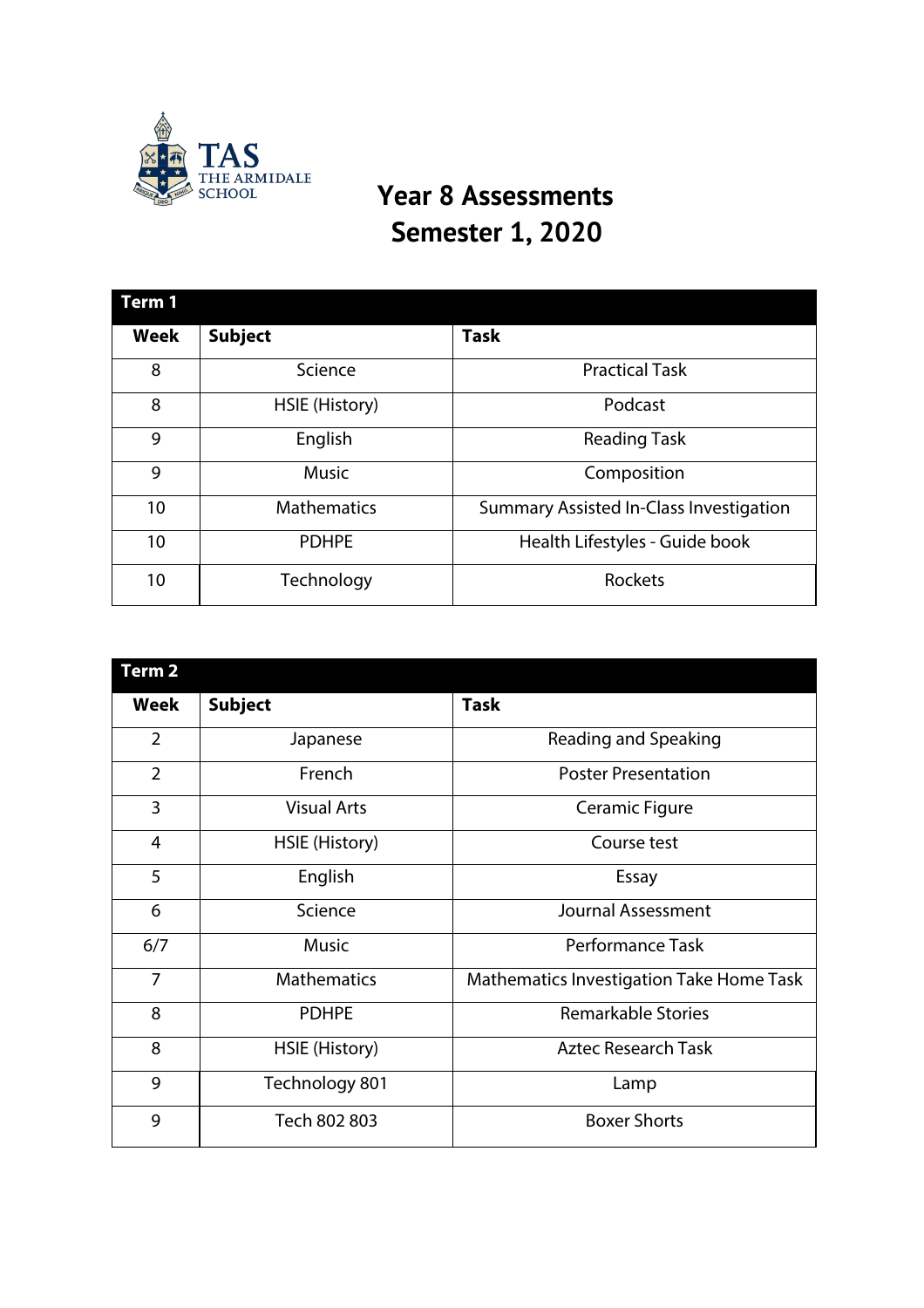TAS THE ARMIDALE SCHOOL

# Year 8 Assessments
# Semester 1, 2020

| Term 1 | | |
|---|---|---|
| **Week** | **Subject** | **Task** |
| 8 | Science | Practical Task |
| 8 | HSIE (History) | Podcast |
| 9 | English | Reading Task |
| 9 | Music | Composition |
| 10 | Mathematics | Summary Assisted In-Class Investigation |
| 10 | PDHPE | Health Lifestyles - Guide book |
| 10 | Technology | Rockets |

| Term 2 | | |
|---|---|---|
| **Week** | **Subject** | **Task** |
| 2 | Japanese | Reading and Speaking |
| 2 | French | Poster Presentation |
| 3 | Visual Arts | Ceramic Figure |
| 4 | HSIE (History) | Course test |
| 5 | English | Essay |
| 6 | Science | Journal Assessment |
| 6/7 | Music | Performance Task |
| 7 | Mathematics | Mathematics Investigation Take Home Task |
| 8 | PDHPE | Remarkable Stories |
| 8 | HSIE (History) | Aztec Research Task |
| 9 | Technology 801 | Lamp |
| 9 | Tech 802 803 | Boxer Shorts |